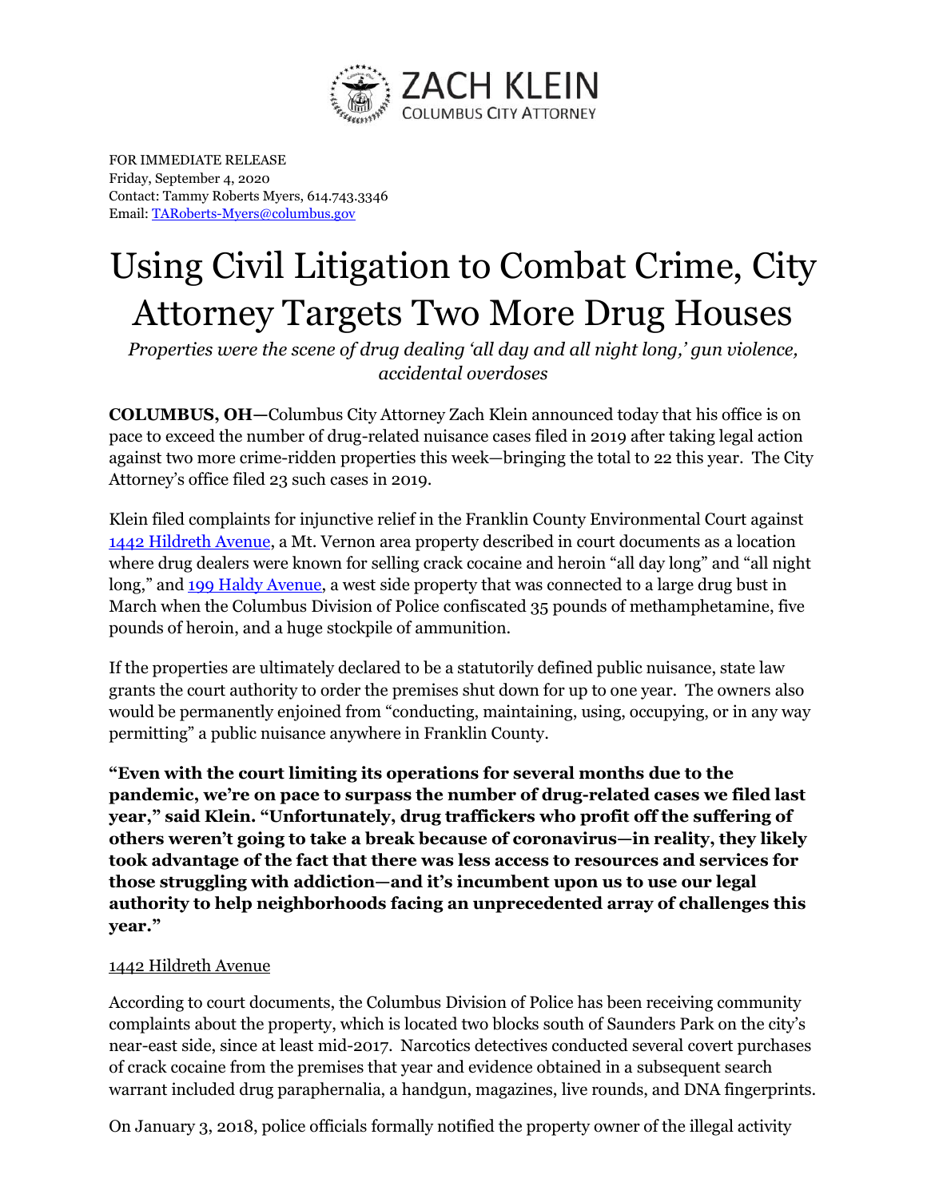ZACH KLEIN
COLUMBUS CITY ATTORNEY

FOR IMMEDIATE RELEASE
Friday, September 4, 2020
Contact: Tammy Roberts Myers, 614.743.3346
Email: [TARoberts-Myers@columbus.gov](mailto:TARoberts-Myers@columbus.gov)

# Using Civil Litigation to Combat Crime, City Attorney Targets Two More Drug Houses

*Properties were the scene of drug dealing 'all day and all night long,' gun violence, accidental overdoses*

**COLUMBUS, OH—**Columbus City Attorney Zach Klein announced today that his office is on pace to exceed the number of drug-related nuisance cases filed in 2019 after taking legal action against two more crime-ridden properties this week—bringing the total to 22 this year. The City Attorney's office filed 23 such cases in 2019.

Klein filed complaints for injunctive relief in the Franklin County Environmental Court against 1442 Hildreth Avenue, a Mt. Vernon area property described in court documents as a location where drug dealers were known for selling crack cocaine and heroin "all day long" and "all night long," and 199 Haldy Avenue, a west side property that was connected to a large drug bust in March when the Columbus Division of Police confiscated 35 pounds of methamphetamine, five pounds of heroin, and a huge stockpile of ammunition.

If the properties are ultimately declared to be a statutorily defined public nuisance, state law grants the court authority to order the premises shut down for up to one year. The owners also would be permanently enjoined from "conducting, maintaining, using, occupying, or in any way permitting" a public nuisance anywhere in Franklin County.

**"Even with the court limiting its operations for several months due to the pandemic, we're on pace to surpass the number of drug-related cases we filed last year," said Klein. "Unfortunately, drug traffickers who profit off the suffering of others weren't going to take a break because of coronavirus—in reality, they likely took advantage of the fact that there was less access to resources and services for those struggling with addiction—and it's incumbent upon us to use our legal authority to help neighborhoods facing an unprecedented array of challenges this year."**

1442 Hildreth Avenue

According to court documents, the Columbus Division of Police has been receiving community complaints about the property, which is located two blocks south of Saunders Park on the city's near-east side, since at least mid-2017. Narcotics detectives conducted several covert purchases of crack cocaine from the premises that year and evidence obtained in a subsequent search warrant included drug paraphernalia, a handgun, magazines, live rounds, and DNA fingerprints.

On January 3, 2018, police officials formally notified the property owner of the illegal activity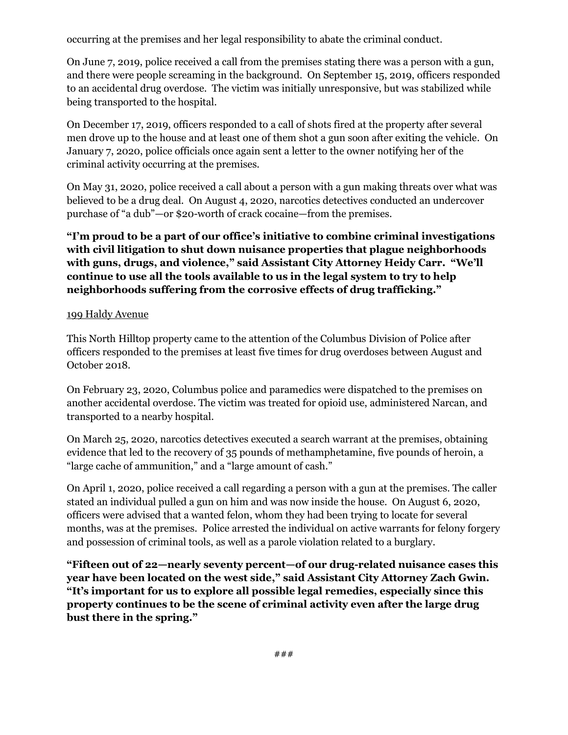occurring at the premises and her legal responsibility to abate the criminal conduct.

On June 7, 2019, police received a call from the premises stating there was a person with a gun, and there were people screaming in the background. On September 15, 2019, officers responded to an accidental drug overdose. The victim was initially unresponsive, but was stabilized while being transported to the hospital.

On December 17, 2019, officers responded to a call of shots fired at the property after several men drove up to the house and at least one of them shot a gun soon after exiting the vehicle. On January 7, 2020, police officials once again sent a letter to the owner notifying her of the criminal activity occurring at the premises.

On May 31, 2020, police received a call about a person with a gun making threats over what was believed to be a drug deal. On August 4, 2020, narcotics detectives conducted an undercover purchase of "a dub"—or $20-worth of crack cocaine—from the premises.

**"I'm proud to be a part of our office's initiative to combine criminal investigations with civil litigation to shut down nuisance properties that plague neighborhoods with guns, drugs, and violence," said Assistant City Attorney Heidy Carr. "We'll continue to use all the tools available to us in the legal system to try to help neighborhoods suffering from the corrosive effects of drug trafficking."**

<u>199 Haldy Avenue</u>

This North Hilltop property came to the attention of the Columbus Division of Police after officers responded to the premises at least five times for drug overdoses between August and October 2018.

On February 23, 2020, Columbus police and paramedics were dispatched to the premises on another accidental overdose. The victim was treated for opioid use, administered Narcan, and transported to a nearby hospital.

On March 25, 2020, narcotics detectives executed a search warrant at the premises, obtaining evidence that led to the recovery of 35 pounds of methamphetamine, five pounds of heroin, a "large cache of ammunition," and a "large amount of cash."

On April 1, 2020, police received a call regarding a person with a gun at the premises. The caller stated an individual pulled a gun on him and was now inside the house. On August 6, 2020, officers were advised that a wanted felon, whom they had been trying to locate for several months, was at the premises. Police arrested the individual on active warrants for felony forgery and possession of criminal tools, as well as a parole violation related to a burglary.

**"Fifteen out of 22—nearly seventy percent—of our drug-related nuisance cases this year have been located on the west side," said Assistant City Attorney Zach Gwin. "It's important for us to explore all possible legal remedies, especially since this property continues to be the scene of criminal activity even after the large drug bust there in the spring."**

###